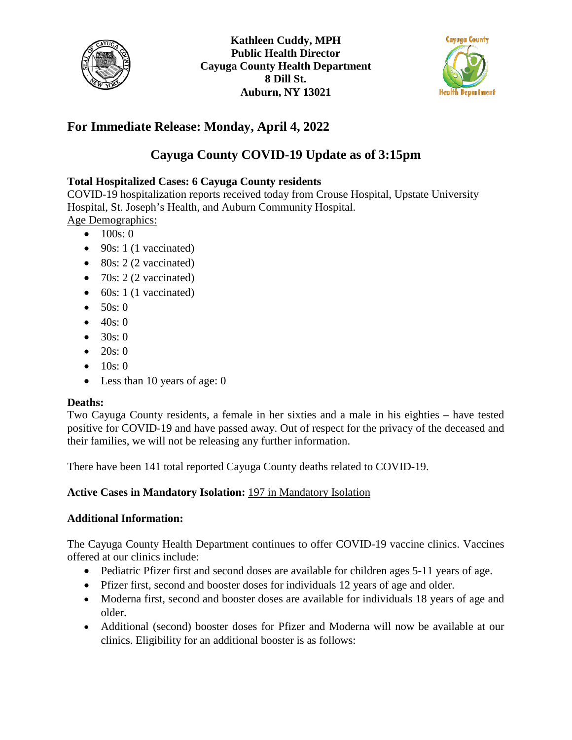**Kathleen Cuddy, MPH**
**Public Health Director**
**Cayuga County Health Department**
**8 Dill St.**
**Auburn, NY 13021**

## For Immediate Release: Monday, April 4, 2022

# Cayuga County COVID-19 Update as of 3:15pm

**Total Hospitalized Cases: 6 Cayuga County residents**
COVID-19 hospitalization reports received today from Crouse Hospital, Upstate University Hospital, St. Joseph's Health, and Auburn Community Hospital.

Age Demographics:

- 100s: 0
- 90s: 1 (1 vaccinated)
- 80s: 2 (2 vaccinated)
- 70s: 2 (2 vaccinated)
- 60s: 1 (1 vaccinated)
- 50s: 0
- 40s: 0
- 30s: 0
- 20s: 0
- 10s: 0
- Less than 10 years of age: 0

**Deaths:**
Two Cayuga County residents, a female in her sixties and a male in his eighties – have tested positive for COVID-19 and have passed away. Out of respect for the privacy of the deceased and their families, we will not be releasing any further information.

There have been 141 total reported Cayuga County deaths related to COVID-19.

**Active Cases in Mandatory Isolation:** 197 in Mandatory Isolation

**Additional Information:**

The Cayuga County Health Department continues to offer COVID-19 vaccine clinics. Vaccines offered at our clinics include:

- Pediatric Pfizer first and second doses are available for children ages 5-11 years of age.
- Pfizer first, second and booster doses for individuals 12 years of age and older.
- Moderna first, second and booster doses are available for individuals 18 years of age and older.
- Additional (second) booster doses for Pfizer and Moderna will now be available at our clinics. Eligibility for an additional booster is as follows: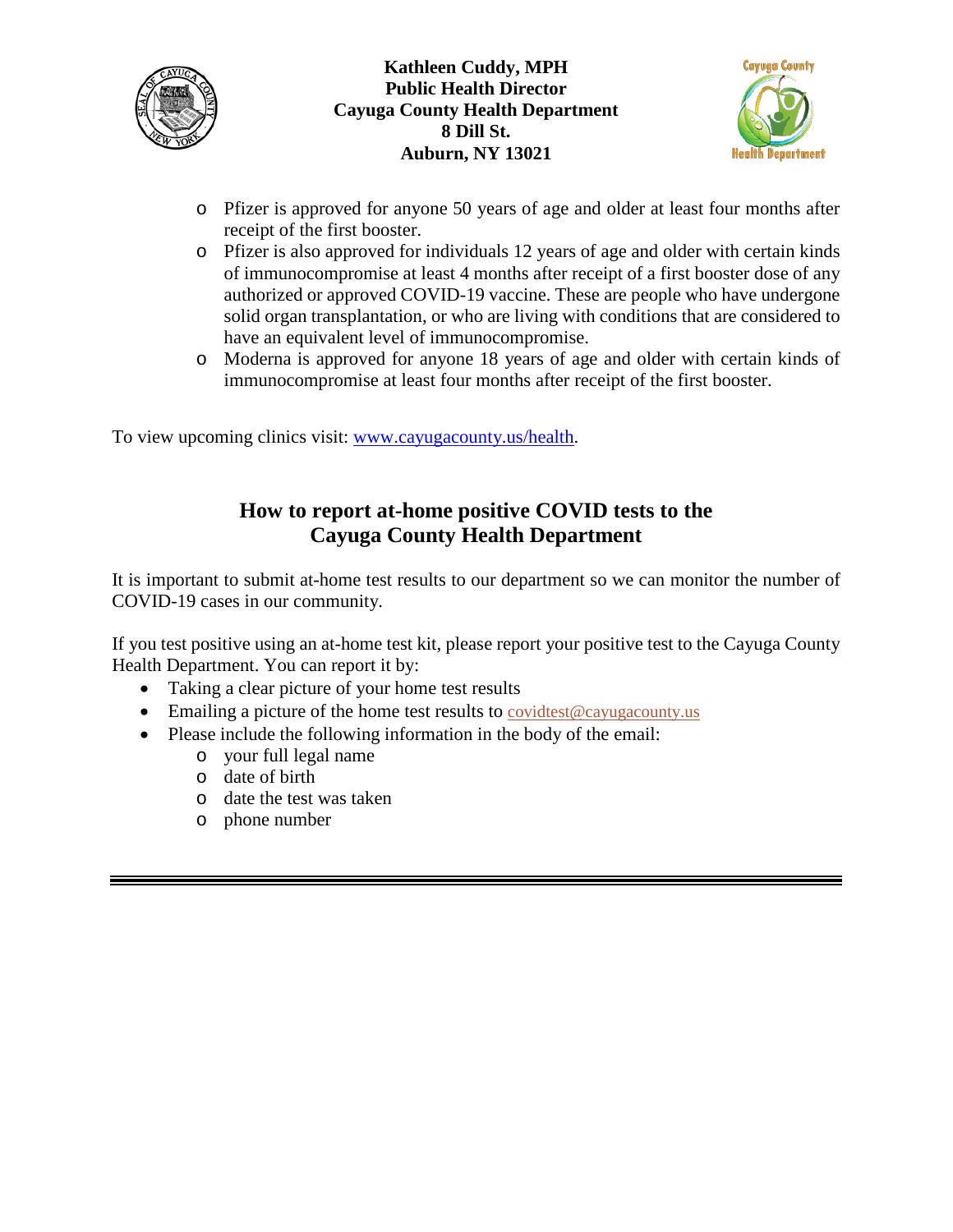- Pfizer is approved for anyone 50 years of age and older at least four months after receipt of the first booster.
- Pfizer is also approved for individuals 12 years of age and older with certain kinds of immunocompromise at least 4 months after receipt of a first booster dose of any authorized or approved COVID-19 vaccine. These are people who have undergone solid organ transplantation, or who are living with conditions that are considered to have an equivalent level of immunocompromise.
- Moderna is approved for anyone 18 years of age and older with certain kinds of immunocompromise at least four months after receipt of the first booster.

To view upcoming clinics visit: [www.cayugacounty.us/health](http://www.cayugacounty.us/health).

## How to report at-home positive COVID tests to the Cayuga County Health Department

It is important to submit at-home test results to our department so we can monitor the number of COVID-19 cases in our community.

If you test positive using an at-home test kit, please report your positive test to the Cayuga County Health Department. You can report it by:

- Taking a clear picture of your home test results
- Emailing a picture of the home test results to covidtest@cayugacounty.us
- Please include the following information in the body of the email:
  - your full legal name
  - date of birth
  - date the test was taken
  - phone number